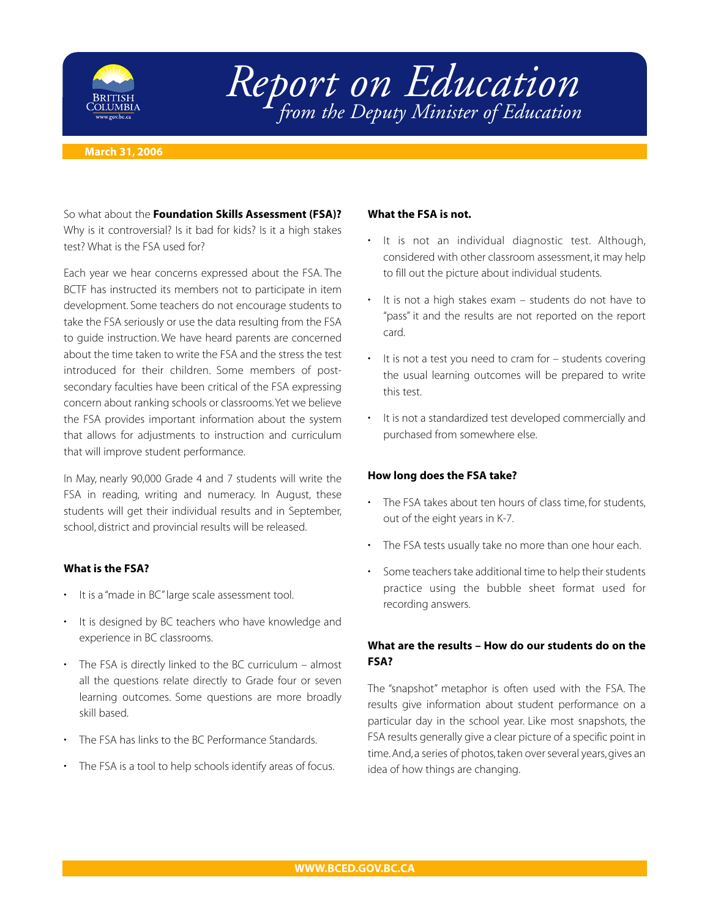# Report on Education

## *from the Deputy Minister of Education*

**March 31, 2006**

So what about the **Foundation Skills Assessment (FSA)?** Why is it controversial? Is it bad for kids? Is it a high stakes test? What is the FSA used for?

Each year we hear concerns expressed about the FSA. The BCTF has instructed its members not to participate in item development. Some teachers do not encourage students to take the FSA seriously or use the data resulting from the FSA to guide instruction. We have heard parents are concerned about the time taken to write the FSA and the stress the test introduced for their children. Some members of post-secondary faculties have been critical of the FSA expressing concern about ranking schools or classrooms. Yet we believe the FSA provides important information about the system that allows for adjustments to instruction and curriculum that will improve student performance.

In May, nearly 90,000 Grade 4 and 7 students will write the FSA in reading, writing and numeracy. In August, these students will get their individual results and in September, school, district and provincial results will be released.

**What is the FSA?**

- It is a "made in BC" large scale assessment tool.
- It is designed by BC teachers who have knowledge and experience in BC classrooms.
- The FSA is directly linked to the BC curriculum – almost all the questions relate directly to Grade four or seven learning outcomes. Some questions are more broadly skill based.
- The FSA has links to the BC Performance Standards.
- The FSA is a tool to help schools identify areas of focus.

**What the FSA is not.**

- It is not an individual diagnostic test. Although, considered with other classroom assessment, it may help to fill out the picture about individual students.
- It is not a high stakes exam – students do not have to "pass" it and the results are not reported on the report card.
- It is not a test you need to cram for – students covering the usual learning outcomes will be prepared to write this test.
- It is not a standardized test developed commercially and purchased from somewhere else.

**How long does the FSA take?**

- The FSA takes about ten hours of class time, for students, out of the eight years in K-7.
- The FSA tests usually take no more than one hour each.
- Some teachers take additional time to help their students practice using the bubble sheet format used for recording answers.

**What are the results – How do our students do on the FSA?**

The "snapshot" metaphor is often used with the FSA. The results give information about student performance on a particular day in the school year. Like most snapshots, the FSA results generally give a clear picture of a specific point in time. And, a series of photos, taken over several years, gives an idea of how things are changing.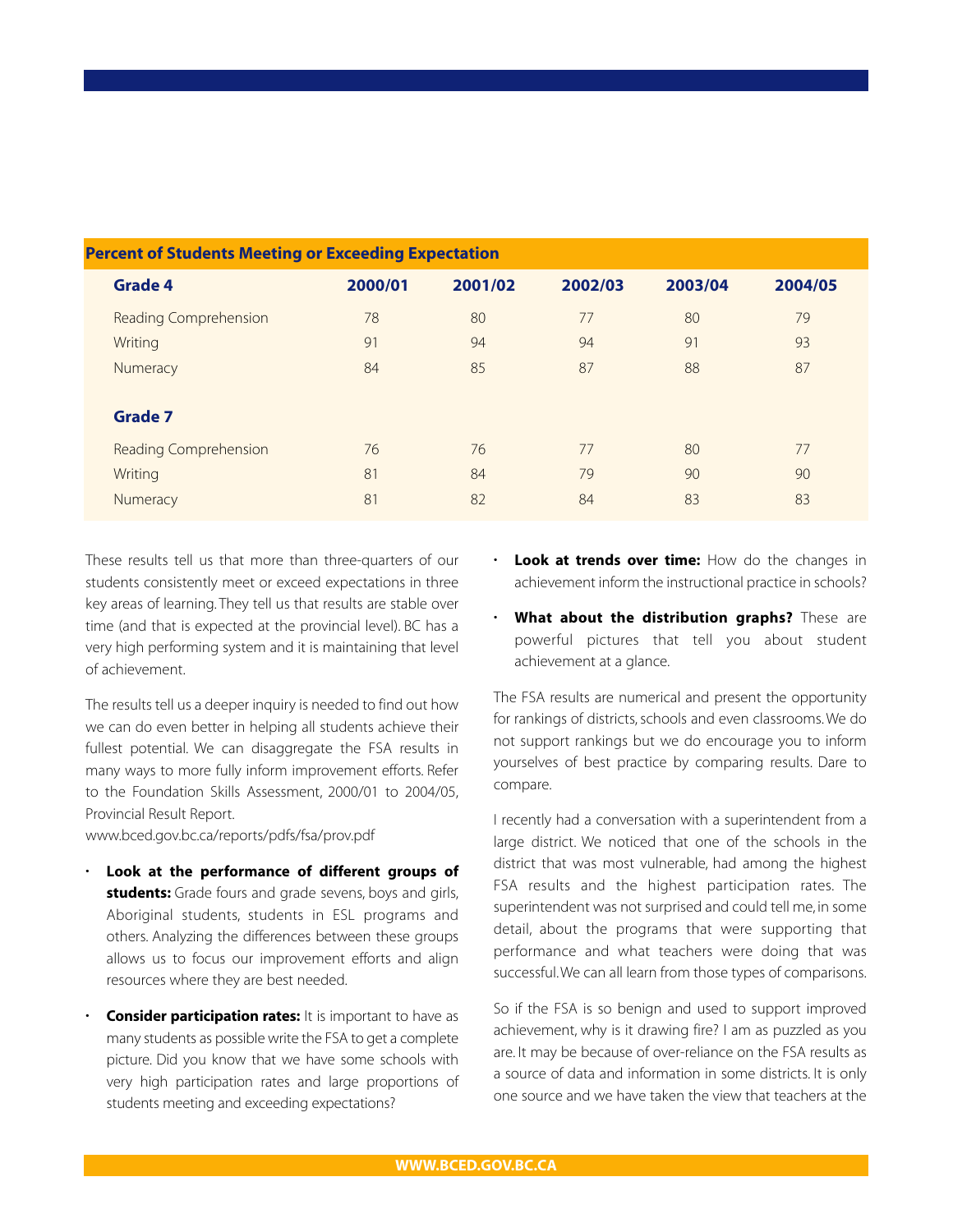| Percent of Students Meeting or Exceeding Expectation | | | | | |
|---|---|---|---|---|---|
| **Grade 4** | **2000/01** | **2001/02** | **2002/03** | **2003/04** | **2004/05** |
| Reading Comprehension | 78 | 80 | 77 | 80 | 79 |
| Writing | 91 | 94 | 94 | 91 | 93 |
| Numeracy | 84 | 85 | 87 | 88 | 87 |
| **Grade 7** | | | | | |
| Reading Comprehension | 76 | 76 | 77 | 80 | 77 |
| Writing | 81 | 84 | 79 | 90 | 90 |
| Numeracy | 81 | 82 | 84 | 83 | 83 |

These results tell us that more than three-quarters of our students consistently meet or exceed expectations in three key areas of learning. They tell us that results are stable over time (and that is expected at the provincial level). BC has a very high performing system and it is maintaining that level of achievement.

The results tell us a deeper inquiry is needed to find out how we can do even better in helping all students achieve their fullest potential. We can disaggregate the FSA results in many ways to more fully inform improvement efforts. Refer to the Foundation Skills Assessment, 2000/01 to 2004/05, Provincial Result Report.
www.bced.gov.bc.ca/reports/pdfs/fsa/prov.pdf

- **Look at the performance of different groups of students:** Grade fours and grade sevens, boys and girls, Aboriginal students, students in ESL programs and others. Analyzing the differences between these groups allows us to focus our improvement efforts and align resources where they are best needed.
- **Consider participation rates:** It is important to have as many students as possible write the FSA to get a complete picture. Did you know that we have some schools with very high participation rates and large proportions of students meeting and exceeding expectations?
- **Look at trends over time:** How do the changes in achievement inform the instructional practice in schools?
- **What about the distribution graphs?** These are powerful pictures that tell you about student achievement at a glance.

The FSA results are numerical and present the opportunity for rankings of districts, schools and even classrooms. We do not support rankings but we do encourage you to inform yourselves of best practice by comparing results. Dare to compare.

I recently had a conversation with a superintendent from a large district. We noticed that one of the schools in the district that was most vulnerable, had among the highest FSA results and the highest participation rates. The superintendent was not surprised and could tell me, in some detail, about the programs that were supporting that performance and what teachers were doing that was successful. We can all learn from those types of comparisons.

So if the FSA is so benign and used to support improved achievement, why is it drawing fire? I am as puzzled as you are. It may be because of over-reliance on the FSA results as a source of data and information in some districts. It is only one source and we have taken the view that teachers at the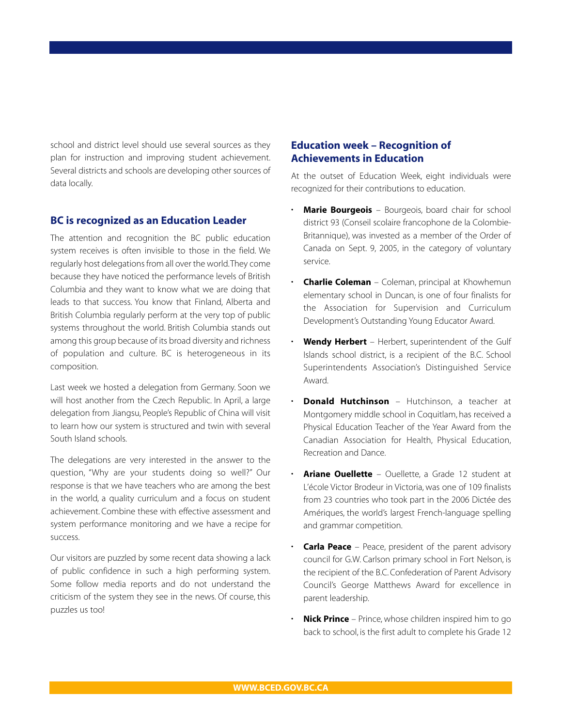school and district level should use several sources as they plan for instruction and improving student achievement. Several districts and schools are developing other sources of data locally.

## BC is recognized as an Education Leader

The attention and recognition the BC public education system receives is often invisible to those in the field. We regularly host delegations from all over the world. They come because they have noticed the performance levels of British Columbia and they want to know what we are doing that leads to that success. You know that Finland, Alberta and British Columbia regularly perform at the very top of public systems throughout the world. British Columbia stands out among this group because of its broad diversity and richness of population and culture. BC is heterogeneous in its composition.

Last week we hosted a delegation from Germany. Soon we will host another from the Czech Republic. In April, a large delegation from Jiangsu, People's Republic of China will visit to learn how our system is structured and twin with several South Island schools.

The delegations are very interested in the answer to the question, "Why are your students doing so well?" Our response is that we have teachers who are among the best in the world, a quality curriculum and a focus on student achievement. Combine these with effective assessment and system performance monitoring and we have a recipe for success.

Our visitors are puzzled by some recent data showing a lack of public confidence in such a high performing system. Some follow media reports and do not understand the criticism of the system they see in the news. Of course, this puzzles us too!

## Education week – Recognition of Achievements in Education

At the outset of Education Week, eight individuals were recognized for their contributions to education.

- **Marie Bourgeois** – Bourgeois, board chair for school district 93 (Conseil scolaire francophone de la Colombie-Britannique), was invested as a member of the Order of Canada on Sept. 9, 2005, in the category of voluntary service.
- **Charlie Coleman** – Coleman, principal at Khowhemun elementary school in Duncan, is one of four finalists for the Association for Supervision and Curriculum Development's Outstanding Young Educator Award.
- **Wendy Herbert** – Herbert, superintendent of the Gulf Islands school district, is a recipient of the B.C. School Superintendents Association's Distinguished Service Award.
- **Donald Hutchinson** – Hutchinson, a teacher at Montgomery middle school in Coquitlam, has received a Physical Education Teacher of the Year Award from the Canadian Association for Health, Physical Education, Recreation and Dance.
- **Ariane Ouellette** – Ouellette, a Grade 12 student at L'école Victor Brodeur in Victoria, was one of 109 finalists from 23 countries who took part in the 2006 Dictée des Amériques, the world's largest French-language spelling and grammar competition.
- **Carla Peace** – Peace, president of the parent advisory council for G.W. Carlson primary school in Fort Nelson, is the recipient of the B.C. Confederation of Parent Advisory Council's George Matthews Award for excellence in parent leadership.
- **Nick Prince** – Prince, whose children inspired him to go back to school, is the first adult to complete his Grade 12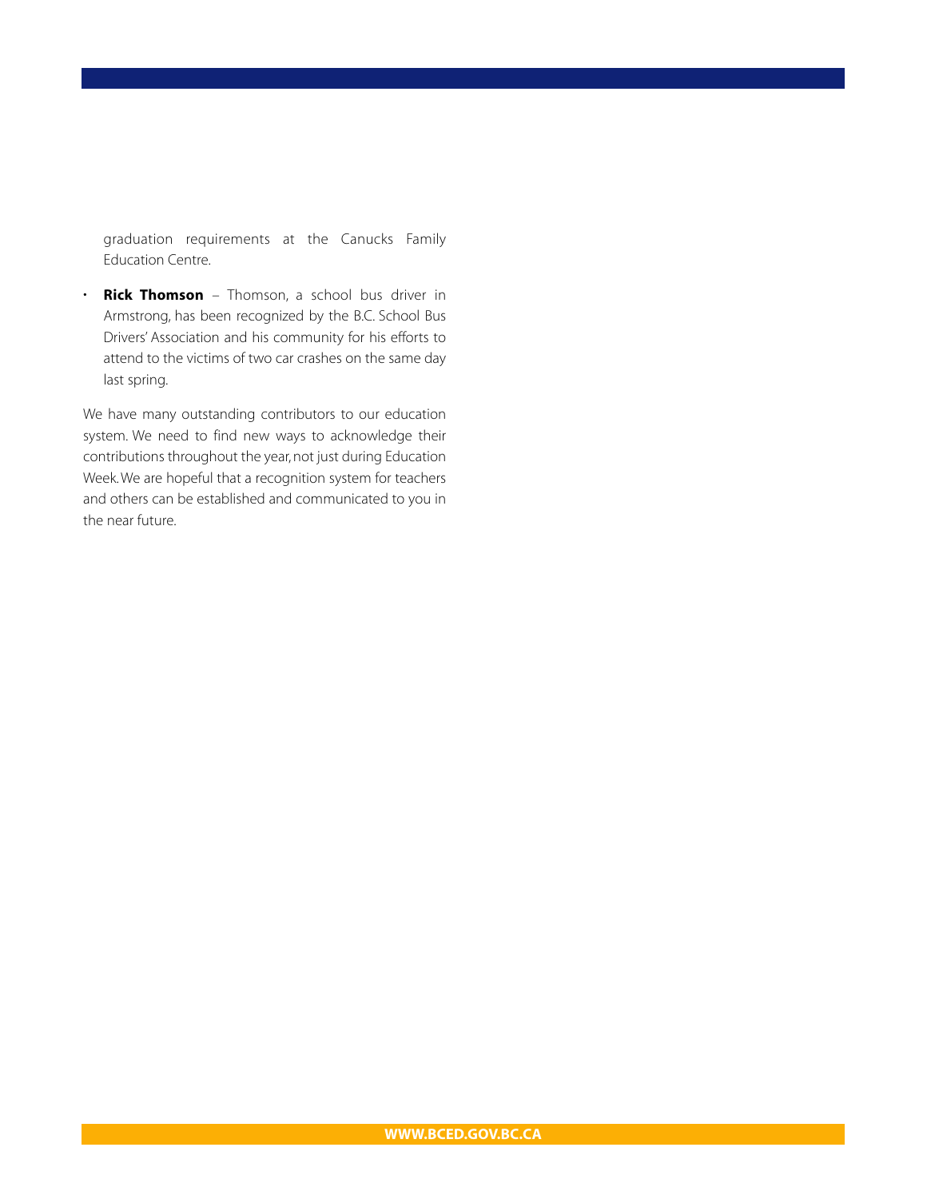graduation requirements at the Canucks Family Education Centre.

- **Rick Thomson** – Thomson, a school bus driver in Armstrong, has been recognized by the B.C. School Bus Drivers' Association and his community for his efforts to attend to the victims of two car crashes on the same day last spring.

We have many outstanding contributors to our education system. We need to find new ways to acknowledge their contributions throughout the year, not just during Education Week. We are hopeful that a recognition system for teachers and others can be established and communicated to you in the near future.